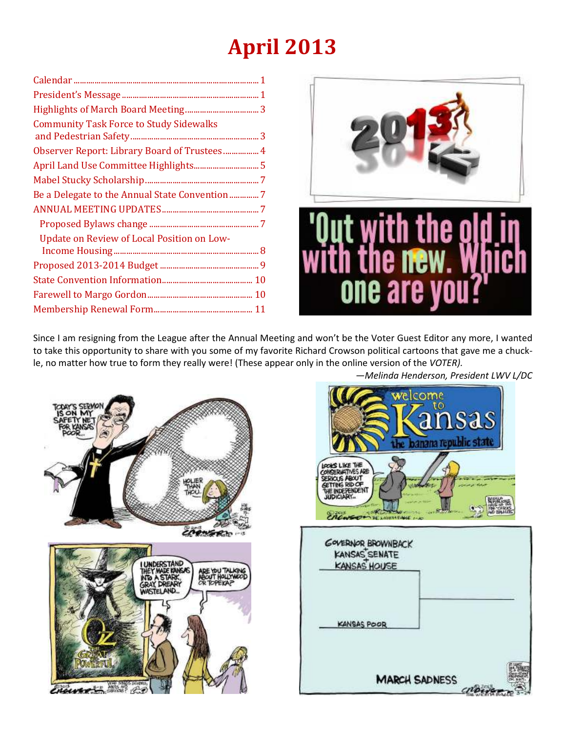# April 2013

- Calendar ........ 1
- President's Message ........ 1
- Highlights of March Board Meeting ........ 3
- Community Task Force to Study Sidewalks and Pedestrian Safety ........ 3
- Observer Report: Library Board of Trustees ........ 4
- April Land Use Committee Highlights ........ 5
- Mabel Stucky Scholarship ........ 7
- Be a Delegate to the Annual State Convention ........ 7
- ANNUAL MEETING UPDATES ........ 7
  - Proposed Bylaws change ........ 7
  - Update on Review of Local Position on Low-Income Housing ........ 8
- Proposed 2013-2014 Budget ........ 9
- State Convention Information ........ 10
- Farewell to Margo Gordon ........ 10
- Membership Renewal Form ........ 11

'Out with the old in with the new. Which one are you?'

Since I am resigning from the League after the Annual Meeting and won't be the Voter Guest Editor any more, I wanted to take this opportunity to share with you some of my favorite Richard Crowson political cartoons that gave me a chuckle, no matter how true to form they really were! (These appear only in the online version of the *VOTER).*

*—Melinda Henderson, President LWV L/DC*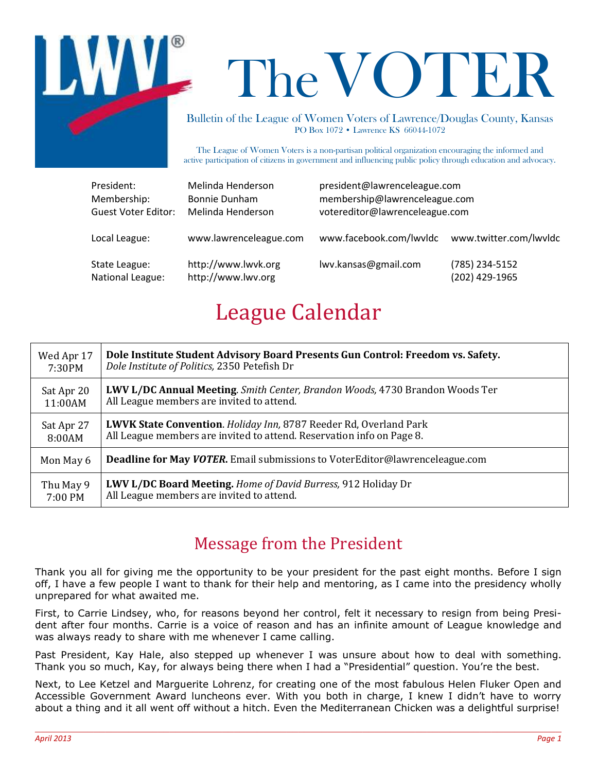# The VOTER

Bulletin of the League of Women Voters of Lawrence/Douglas County, Kansas
PO Box 1072 • Lawrence KS 66044-1072

The League of Women Voters is a non-partisan political organization encouraging the informed and active participation of citizens in government and influencing public policy through education and advocacy.

| | | | |
|---|---|---|---|
| President: | Melinda Henderson | president@lawrenceleague.com | |
| Membership: | Bonnie Dunham | membership@lawrenceleague.com | |
| Guest Voter Editor: | Melinda Henderson | votereditor@lawrenceleague.com | |
| Local League: | www.lawrenceleague.com | www.facebook.com/lwvldc | www.twitter.com/lwvldc |
| State League: | http://www.lwvk.org | lwv.kansas@gmail.com | (785) 234-5152 |
| National League: | http://www.lwv.org | | (202) 429-1965 |

## League Calendar

| Date | Event |
|---|---|
| Wed Apr 17 7:30PM | **Dole Institute Student Advisory Board Presents Gun Control: Freedom vs. Safety.** *Dole Institute of Politics,* 2350 Petefish Dr |
| Sat Apr 20 11:00AM | **LWV L/DC Annual Meeting**. *Smith Center, Brandon Woods,* 4730 Brandon Woods Ter All League members are invited to attend. |
| Sat Apr 27 8:00AM | **LWVK State Convention**. *Holiday Inn,* 8787 Reeder Rd, Overland Park All League members are invited to attend. Reservation info on Page 8. |
| Mon May 6 | **Deadline for May *VOTER*.** Email submissions to VoterEditor@lawrenceleague.com |
| Thu May 9 7:00 PM | **LWV L/DC Board Meeting.** *Home of David Burress,* 912 Holiday Dr All League members are invited to attend. |

## Message from the President

Thank you all for giving me the opportunity to be your president for the past eight months. Before I sign off, I have a few people I want to thank for their help and mentoring, as I came into the presidency wholly unprepared for what awaited me.

First, to Carrie Lindsey, who, for reasons beyond her control, felt it necessary to resign from being President after four months. Carrie is a voice of reason and has an infinite amount of League knowledge and was always ready to share with me whenever I came calling.

Past President, Kay Hale, also stepped up whenever I was unsure about how to deal with something. Thank you so much, Kay, for always being there when I had a "Presidential" question. You're the best.

Next, to Lee Ketzel and Marguerite Lohrenz, for creating one of the most fabulous Helen Fluker Open and Accessible Government Award luncheons ever. With you both in charge, I knew I didn't have to worry about a thing and it all went off without a hitch. Even the Mediterranean Chicken was a delightful surprise!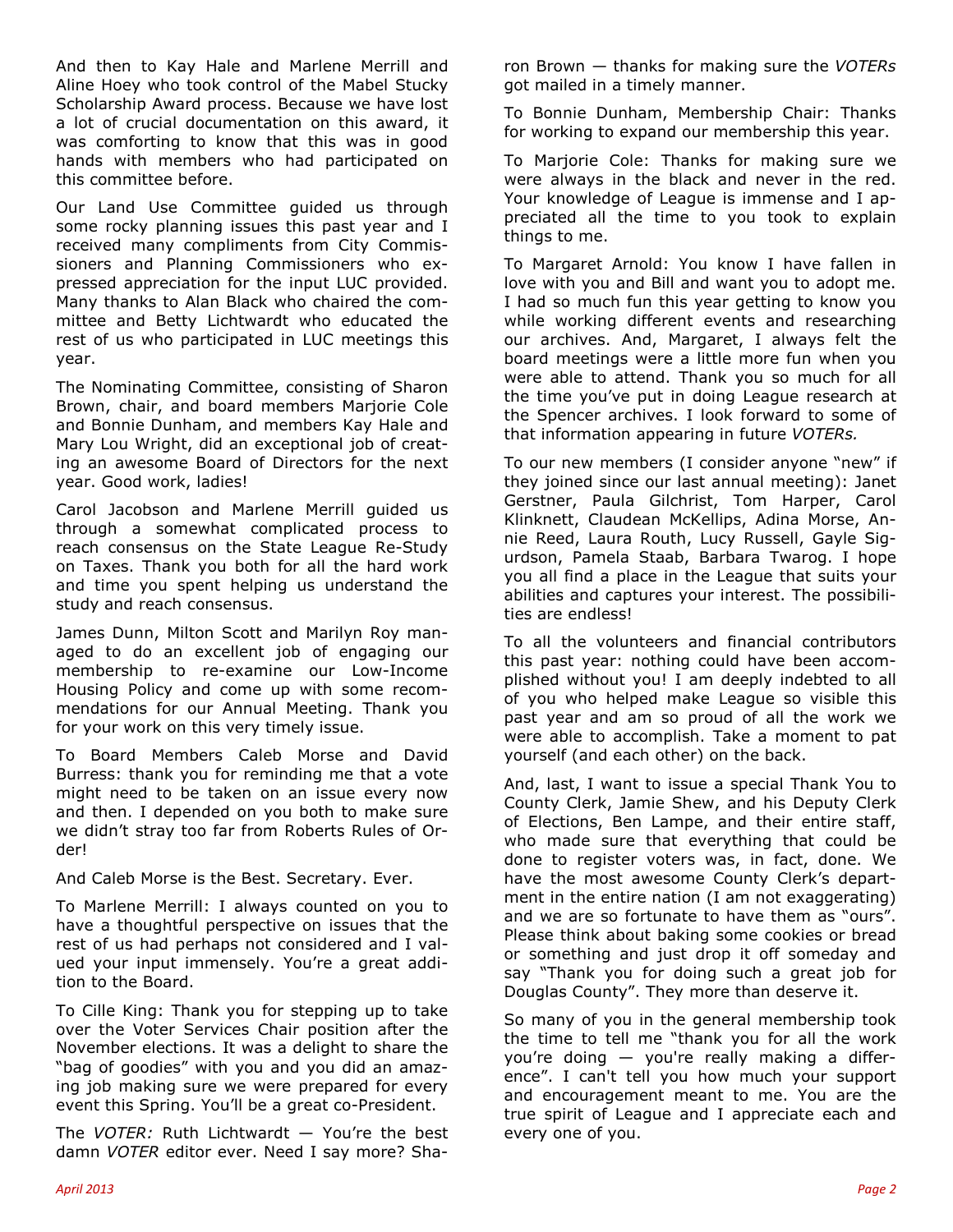And then to Kay Hale and Marlene Merrill and Aline Hoey who took control of the Mabel Stucky Scholarship Award process. Because we have lost a lot of crucial documentation on this award, it was comforting to know that this was in good hands with members who had participated on this committee before.

Our Land Use Committee guided us through some rocky planning issues this past year and I received many compliments from City Commissioners and Planning Commissioners who expressed appreciation for the input LUC provided. Many thanks to Alan Black who chaired the committee and Betty Lichtwardt who educated the rest of us who participated in LUC meetings this year.

The Nominating Committee, consisting of Sharon Brown, chair, and board members Marjorie Cole and Bonnie Dunham, and members Kay Hale and Mary Lou Wright, did an exceptional job of creating an awesome Board of Directors for the next year. Good work, ladies!

Carol Jacobson and Marlene Merrill guided us through a somewhat complicated process to reach consensus on the State League Re-Study on Taxes. Thank you both for all the hard work and time you spent helping us understand the study and reach consensus.

James Dunn, Milton Scott and Marilyn Roy managed to do an excellent job of engaging our membership to re-examine our Low-Income Housing Policy and come up with some recommendations for our Annual Meeting. Thank you for your work on this very timely issue.

To Board Members Caleb Morse and David Burress: thank you for reminding me that a vote might need to be taken on an issue every now and then. I depended on you both to make sure we didn't stray too far from Roberts Rules of Order!

And Caleb Morse is the Best. Secretary. Ever.

To Marlene Merrill: I always counted on you to have a thoughtful perspective on issues that the rest of us had perhaps not considered and I valued your input immensely. You're a great addition to the Board.

To Cille King: Thank you for stepping up to take over the Voter Services Chair position after the November elections. It was a delight to share the "bag of goodies" with you and you did an amazing job making sure we were prepared for every event this Spring. You'll be a great co-President.

The *VOTER:* Ruth Lichtwardt — You're the best damn *VOTER* editor ever. Need I say more? Sharon Brown — thanks for making sure the *VOTERs* got mailed in a timely manner.

To Bonnie Dunham, Membership Chair: Thanks for working to expand our membership this year.

To Marjorie Cole: Thanks for making sure we were always in the black and never in the red. Your knowledge of League is immense and I appreciated all the time to you took to explain things to me.

To Margaret Arnold: You know I have fallen in love with you and Bill and want you to adopt me. I had so much fun this year getting to know you while working different events and researching our archives. And, Margaret, I always felt the board meetings were a little more fun when you were able to attend. Thank you so much for all the time you've put in doing League research at the Spencer archives. I look forward to some of that information appearing in future *VOTERs.*

To our new members (I consider anyone "new" if they joined since our last annual meeting): Janet Gerstner, Paula Gilchrist, Tom Harper, Carol Klinknett, Claudean McKellips, Adina Morse, Annie Reed, Laura Routh, Lucy Russell, Gayle Sigurdson, Pamela Staab, Barbara Twarog. I hope you all find a place in the League that suits your abilities and captures your interest. The possibilities are endless!

To all the volunteers and financial contributors this past year: nothing could have been accomplished without you! I am deeply indebted to all of you who helped make League so visible this past year and am so proud of all the work we were able to accomplish. Take a moment to pat yourself (and each other) on the back.

And, last, I want to issue a special Thank You to County Clerk, Jamie Shew, and his Deputy Clerk of Elections, Ben Lampe, and their entire staff, who made sure that everything that could be done to register voters was, in fact, done. We have the most awesome County Clerk's department in the entire nation (I am not exaggerating) and we are so fortunate to have them as "ours". Please think about baking some cookies or bread or something and just drop it off someday and say "Thank you for doing such a great job for Douglas County". They more than deserve it.

So many of you in the general membership took the time to tell me "thank you for all the work you're doing — you're really making a difference". I can't tell you how much your support and encouragement meant to me. You are the true spirit of League and I appreciate each and every one of you.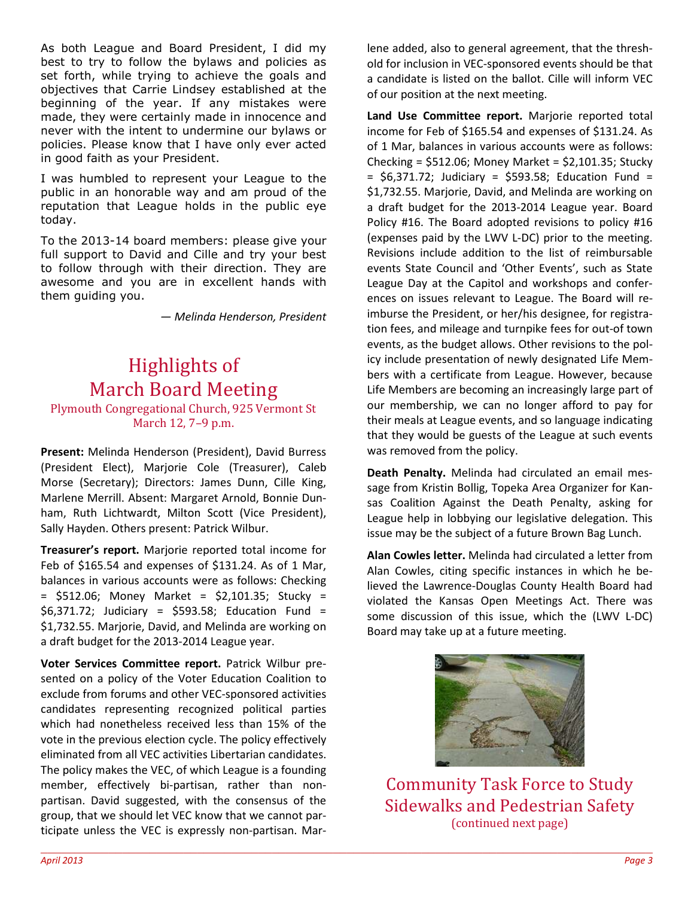As both League and Board President, I did my best to try to follow the bylaws and policies as set forth, while trying to achieve the goals and objectives that Carrie Lindsey established at the beginning of the year. If any mistakes were made, they were certainly made in innocence and never with the intent to undermine our bylaws or policies. Please know that I have only ever acted in good faith as your President.

I was humbled to represent your League to the public in an honorable way and am proud of the reputation that League holds in the public eye today.

To the 2013-14 board members: please give your full support to David and Cille and try your best to follow through with their direction. They are awesome and you are in excellent hands with them guiding you.

*— Melinda Henderson, President*

## Highlights of March Board Meeting

Plymouth Congregational Church, 925 Vermont St
March 12, 7–9 p.m.

**Present:** Melinda Henderson (President), David Burress (President Elect), Marjorie Cole (Treasurer), Caleb Morse (Secretary); Directors: James Dunn, Cille King, Marlene Merrill. Absent: Margaret Arnold, Bonnie Dunham, Ruth Lichtwardt, Milton Scott (Vice President), Sally Hayden. Others present: Patrick Wilbur.

**Treasurer's report.** Marjorie reported total income for Feb of $165.54 and expenses of $131.24. As of 1 Mar, balances in various accounts were as follows: Checking = $512.06; Money Market = $2,101.35; Stucky = $6,371.72; Judiciary = $593.58; Education Fund = $1,732.55. Marjorie, David, and Melinda are working on a draft budget for the 2013-2014 League year.

**Voter Services Committee report.** Patrick Wilbur presented on a policy of the Voter Education Coalition to exclude from forums and other VEC-sponsored activities candidates representing recognized political parties which had nonetheless received less than 15% of the vote in the previous election cycle. The policy effectively eliminated from all VEC activities Libertarian candidates. The policy makes the VEC, of which League is a founding member, effectively bi-partisan, rather than non-partisan. David suggested, with the consensus of the group, that we should let VEC know that we cannot participate unless the VEC is expressly non-partisan. Marlene added, also to general agreement, that the threshold for inclusion in VEC-sponsored events should be that a candidate is listed on the ballot. Cille will inform VEC of our position at the next meeting.

**Land Use Committee report.** Marjorie reported total income for Feb of $165.54 and expenses of $131.24. As of 1 Mar, balances in various accounts were as follows: Checking = $512.06; Money Market = $2,101.35; Stucky = $6,371.72; Judiciary = $593.58; Education Fund = $1,732.55. Marjorie, David, and Melinda are working on a draft budget for the 2013-2014 League year. Board Policy #16. The Board adopted revisions to policy #16 (expenses paid by the LWV L-DC) prior to the meeting. Revisions include addition to the list of reimbursable events State Council and 'Other Events', such as State League Day at the Capitol and workshops and conferences on issues relevant to League. The Board will reimburse the President, or her/his designee, for registration fees, and mileage and turnpike fees for out-of town events, as the budget allows. Other revisions to the policy include presentation of newly designated Life Members with a certificate from League. However, because Life Members are becoming an increasingly large part of our membership, we can no longer afford to pay for their meals at League events, and so language indicating that they would be guests of the League at such events was removed from the policy.

**Death Penalty.** Melinda had circulated an email message from Kristin Bollig, Topeka Area Organizer for Kansas Coalition Against the Death Penalty, asking for League help in lobbying our legislative delegation. This issue may be the subject of a future Brown Bag Lunch.

**Alan Cowles letter.** Melinda had circulated a letter from Alan Cowles, citing specific instances in which he believed the Lawrence-Douglas County Health Board had violated the Kansas Open Meetings Act. There was some discussion of this issue, which the (LWV L-DC) Board may take up at a future meeting.

## Community Task Force to Study Sidewalks and Pedestrian Safety

(continued next page)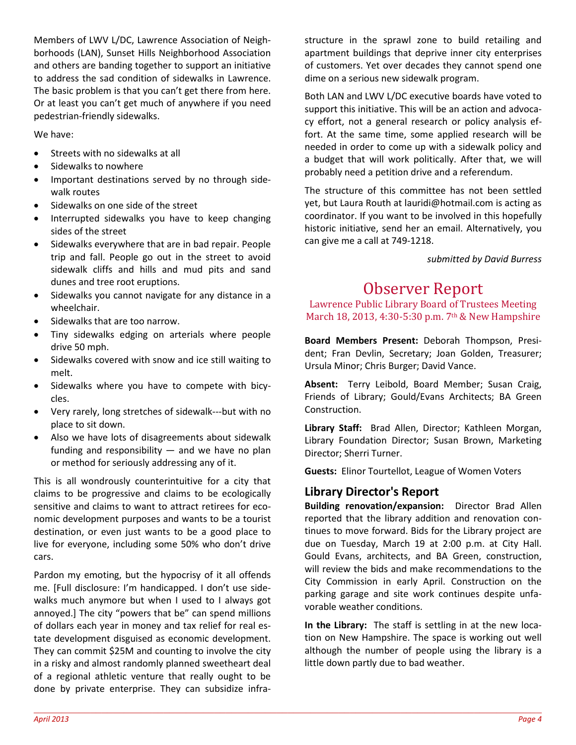Members of LWV L/DC, Lawrence Association of Neighborhoods (LAN), Sunset Hills Neighborhood Association and others are banding together to support an initiative to address the sad condition of sidewalks in Lawrence. The basic problem is that you can't get there from here. Or at least you can't get much of anywhere if you need pedestrian-friendly sidewalks.

We have:

- Streets with no sidewalks at all
- Sidewalks to nowhere
- Important destinations served by no through sidewalk routes
- Sidewalks on one side of the street
- Interrupted sidewalks you have to keep changing sides of the street
- Sidewalks everywhere that are in bad repair. People trip and fall. People go out in the street to avoid sidewalk cliffs and hills and mud pits and sand dunes and tree root eruptions.
- Sidewalks you cannot navigate for any distance in a wheelchair.
- Sidewalks that are too narrow.
- Tiny sidewalks edging on arterials where people drive 50 mph.
- Sidewalks covered with snow and ice still waiting to melt.
- Sidewalks where you have to compete with bicycles.
- Very rarely, long stretches of sidewalk---but with no place to sit down.
- Also we have lots of disagreements about sidewalk funding and responsibility — and we have no plan or method for seriously addressing any of it.

This is all wondrously counterintuitive for a city that claims to be progressive and claims to be ecologically sensitive and claims to want to attract retirees for economic development purposes and wants to be a tourist destination, or even just wants to be a good place to live for everyone, including some 50% who don't drive cars.

Pardon my emoting, but the hypocrisy of it all offends me. [Full disclosure: I'm handicapped. I don't use sidewalks much anymore but when I used to I always got annoyed.] The city "powers that be" can spend millions of dollars each year in money and tax relief for real estate development disguised as economic development. They can commit $25M and counting to involve the city in a risky and almost randomly planned sweetheart deal of a regional athletic venture that really ought to be done by private enterprise. They can subsidize infrastructure in the sprawl zone to build retailing and apartment buildings that deprive inner city enterprises of customers. Yet over decades they cannot spend one dime on a serious new sidewalk program.

Both LAN and LWV L/DC executive boards have voted to support this initiative. This will be an action and advocacy effort, not a general research or policy analysis effort. At the same time, some applied research will be needed in order to come up with a sidewalk policy and a budget that will work politically. After that, we will probably need a petition drive and a referendum.

The structure of this committee has not been settled yet, but Laura Routh at lauridi@hotmail.com is acting as coordinator. If you want to be involved in this hopefully historic initiative, send her an email. Alternatively, you can give me a call at 749-1218.

*submitted by David Burress*

# Observer Report

Lawrence Public Library Board of Trustees Meeting
March 18, 2013, 4:30-5:30 p.m. 7th & New Hampshire

**Board Members Present:** Deborah Thompson, President; Fran Devlin, Secretary; Joan Golden, Treasurer; Ursula Minor; Chris Burger; David Vance.

**Absent:** Terry Leibold, Board Member; Susan Craig, Friends of Library; Gould/Evans Architects; BA Green Construction.

**Library Staff:** Brad Allen, Director; Kathleen Morgan, Library Foundation Director; Susan Brown, Marketing Director; Sherri Turner.

**Guests:** Elinor Tourtellot, League of Women Voters

## Library Director's Report

**Building renovation/expansion:** Director Brad Allen reported that the library addition and renovation continues to move forward. Bids for the Library project are due on Tuesday, March 19 at 2:00 p.m. at City Hall. Gould Evans, architects, and BA Green, construction, will review the bids and make recommendations to the City Commission in early April. Construction on the parking garage and site work continues despite unfavorable weather conditions.

**In the Library:** The staff is settling in at the new location on New Hampshire. The space is working out well although the number of people using the library is a little down partly due to bad weather.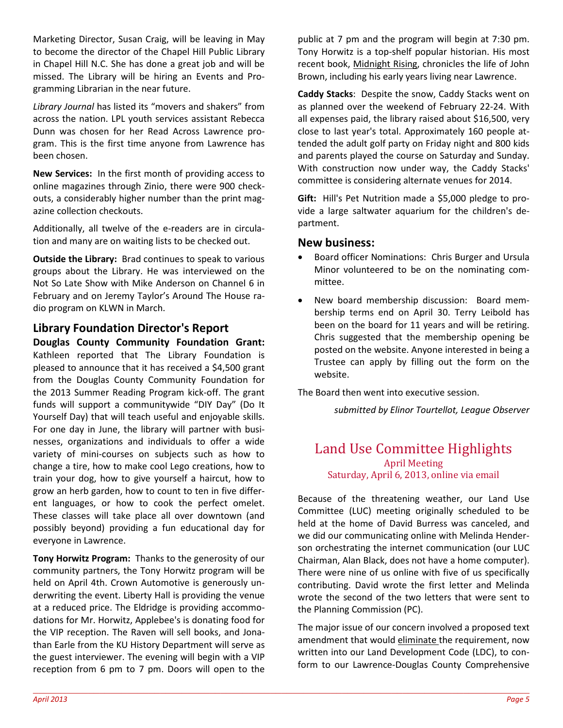Marketing Director, Susan Craig, will be leaving in May to become the director of the Chapel Hill Public Library in Chapel Hill N.C. She has done a great job and will be missed. The Library will be hiring an Events and Programming Librarian in the near future.

*Library Journal* has listed its "movers and shakers" from across the nation. LPL youth services assistant Rebecca Dunn was chosen for her Read Across Lawrence program. This is the first time anyone from Lawrence has been chosen.

**New Services:** In the first month of providing access to online magazines through Zinio, there were 900 checkouts, a considerably higher number than the print magazine collection checkouts.

Additionally, all twelve of the e-readers are in circulation and many are on waiting lists to be checked out.

**Outside the Library:** Brad continues to speak to various groups about the Library. He was interviewed on the Not So Late Show with Mike Anderson on Channel 6 in February and on Jeremy Taylor's Around The House radio program on KLWN in March.

## Library Foundation Director's Report

**Douglas County Community Foundation Grant:** Kathleen reported that The Library Foundation is pleased to announce that it has received a $4,500 grant from the Douglas County Community Foundation for the 2013 Summer Reading Program kick-off. The grant funds will support a communitywide "DIY Day" (Do It Yourself Day) that will teach useful and enjoyable skills. For one day in June, the library will partner with businesses, organizations and individuals to offer a wide variety of mini-courses on subjects such as how to change a tire, how to make cool Lego creations, how to train your dog, how to give yourself a haircut, how to grow an herb garden, how to count to ten in five different languages, or how to cook the perfect omelet. These classes will take place all over downtown (and possibly beyond) providing a fun educational day for everyone in Lawrence.

**Tony Horwitz Program:** Thanks to the generosity of our community partners, the Tony Horwitz program will be held on April 4th. Crown Automotive is generously underwriting the event. Liberty Hall is providing the venue at a reduced price. The Eldridge is providing accommodations for Mr. Horwitz, Applebee's is donating food for the VIP reception. The Raven will sell books, and Jonathan Earle from the KU History Department will serve as the guest interviewer. The evening will begin with a VIP reception from 6 pm to 7 pm. Doors will open to the public at 7 pm and the program will begin at 7:30 pm. Tony Horwitz is a top-shelf popular historian. His most recent book, <u>Midnight Rising</u>, chronicles the life of John Brown, including his early years living near Lawrence.

**Caddy Stacks**: Despite the snow, Caddy Stacks went on as planned over the weekend of February 22-24. With all expenses paid, the library raised about $16,500, very close to last year's total. Approximately 160 people attended the adult golf party on Friday night and 800 kids and parents played the course on Saturday and Sunday. With construction now under way, the Caddy Stacks' committee is considering alternate venues for 2014.

**Gift:** Hill's Pet Nutrition made a $5,000 pledge to provide a large saltwater aquarium for the children's department.

### New business:

- Board officer Nominations: Chris Burger and Ursula Minor volunteered to be on the nominating committee.
- New board membership discussion: Board membership terms end on April 30. Terry Leibold has been on the board for 11 years and will be retiring. Chris suggested that the membership opening be posted on the website. Anyone interested in being a Trustee can apply by filling out the form on the website.

The Board then went into executive session.

*submitted by Elinor Tourtellot, League Observer*

## Land Use Committee Highlights

April Meeting
Saturday, April 6, 2013, online via email

Because of the threatening weather, our Land Use Committee (LUC) meeting originally scheduled to be held at the home of David Burress was canceled, and we did our communicating online with Melinda Henderson orchestrating the internet communication (our LUC Chairman, Alan Black, does not have a home computer). There were nine of us online with five of us specifically contributing. David wrote the first letter and Melinda wrote the second of the two letters that were sent to the Planning Commission (PC).

The major issue of our concern involved a proposed text amendment that would <u>eliminate</u> the requirement, now written into our Land Development Code (LDC), to conform to our Lawrence-Douglas County Comprehensive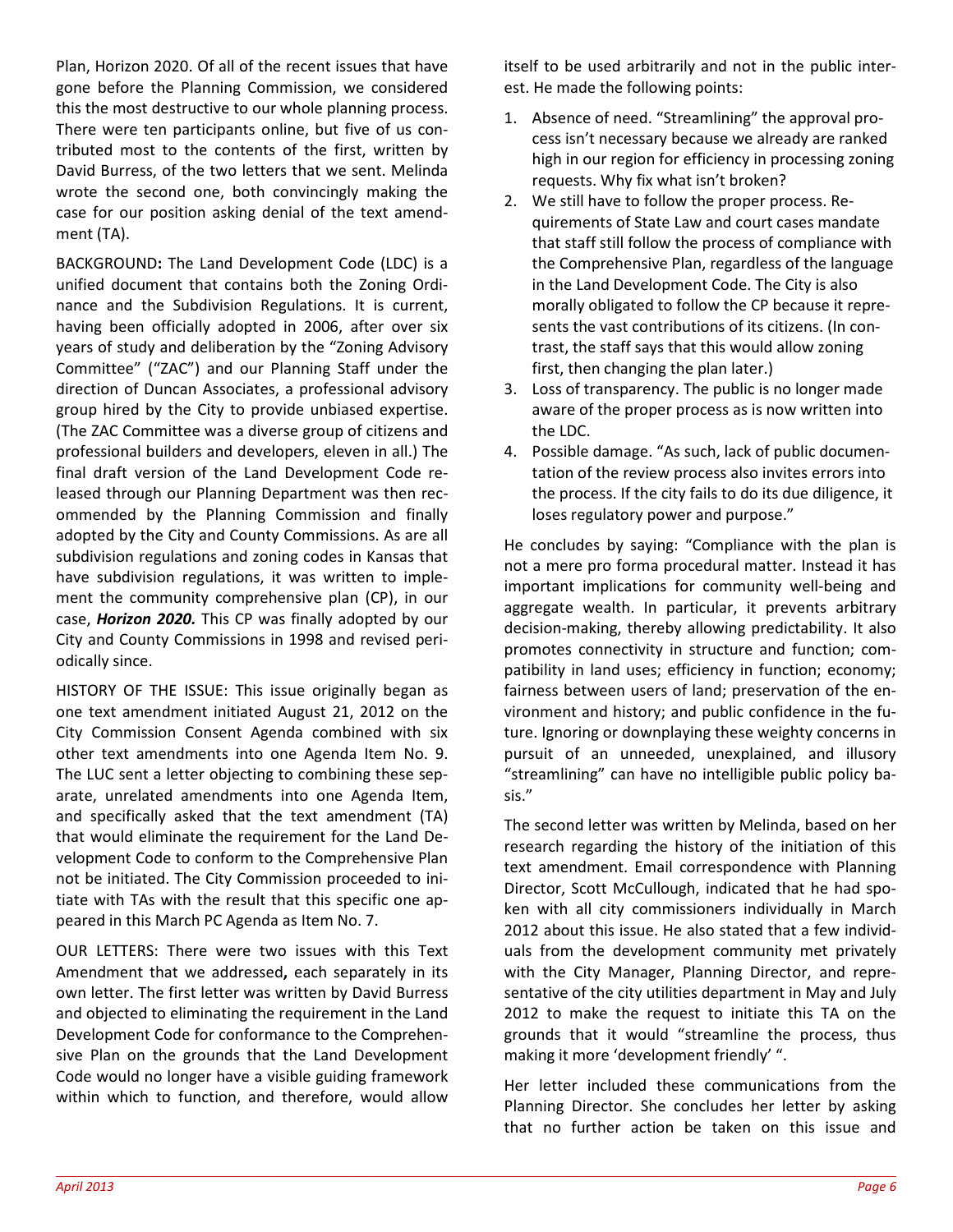Plan, Horizon 2020. Of all of the recent issues that have gone before the Planning Commission, we considered this the most destructive to our whole planning process. There were ten participants online, but five of us contributed most to the contents of the first, written by David Burress, of the two letters that we sent. Melinda wrote the second one, both convincingly making the case for our position asking denial of the text amendment (TA).

BACKGROUND**:** The Land Development Code (LDC) is a unified document that contains both the Zoning Ordinance and the Subdivision Regulations. It is current, having been officially adopted in 2006, after over six years of study and deliberation by the "Zoning Advisory Committee" ("ZAC") and our Planning Staff under the direction of Duncan Associates, a professional advisory group hired by the City to provide unbiased expertise. (The ZAC Committee was a diverse group of citizens and professional builders and developers, eleven in all.) The final draft version of the Land Development Code released through our Planning Department was then recommended by the Planning Commission and finally adopted by the City and County Commissions. As are all subdivision regulations and zoning codes in Kansas that have subdivision regulations, it was written to implement the community comprehensive plan (CP), in our case, ***Horizon 2020.*** This CP was finally adopted by our City and County Commissions in 1998 and revised periodically since.

HISTORY OF THE ISSUE: This issue originally began as one text amendment initiated August 21, 2012 on the City Commission Consent Agenda combined with six other text amendments into one Agenda Item No. 9. The LUC sent a letter objecting to combining these separate, unrelated amendments into one Agenda Item, and specifically asked that the text amendment (TA) that would eliminate the requirement for the Land Development Code to conform to the Comprehensive Plan not be initiated. The City Commission proceeded to initiate with TAs with the result that this specific one appeared in this March PC Agenda as Item No. 7.

OUR LETTERS: There were two issues with this Text Amendment that we addressed**,** each separately in its own letter. The first letter was written by David Burress and objected to eliminating the requirement in the Land Development Code for conformance to the Comprehensive Plan on the grounds that the Land Development Code would no longer have a visible guiding framework within which to function, and therefore, would allow itself to be used arbitrarily and not in the public interest. He made the following points:

1. Absence of need. "Streamlining" the approval process isn't necessary because we already are ranked high in our region for efficiency in processing zoning requests. Why fix what isn't broken?
2. We still have to follow the proper process. Requirements of State Law and court cases mandate that staff still follow the process of compliance with the Comprehensive Plan, regardless of the language in the Land Development Code. The City is also morally obligated to follow the CP because it represents the vast contributions of its citizens. (In contrast, the staff says that this would allow zoning first, then changing the plan later.)
3. Loss of transparency. The public is no longer made aware of the proper process as is now written into the LDC.
4. Possible damage. "As such, lack of public documentation of the review process also invites errors into the process. If the city fails to do its due diligence, it loses regulatory power and purpose."

He concludes by saying: "Compliance with the plan is not a mere pro forma procedural matter. Instead it has important implications for community well-being and aggregate wealth. In particular, it prevents arbitrary decision-making, thereby allowing predictability. It also promotes connectivity in structure and function; compatibility in land uses; efficiency in function; economy; fairness between users of land; preservation of the environment and history; and public confidence in the future. Ignoring or downplaying these weighty concerns in pursuit of an unneeded, unexplained, and illusory "streamlining" can have no intelligible public policy basis."

The second letter was written by Melinda, based on her research regarding the history of the initiation of this text amendment. Email correspondence with Planning Director, Scott McCullough, indicated that he had spoken with all city commissioners individually in March 2012 about this issue. He also stated that a few individuals from the development community met privately with the City Manager, Planning Director, and representative of the city utilities department in May and July 2012 to make the request to initiate this TA on the grounds that it would "streamline the process, thus making it more 'development friendly' ".

Her letter included these communications from the Planning Director. She concludes her letter by asking that no further action be taken on this issue and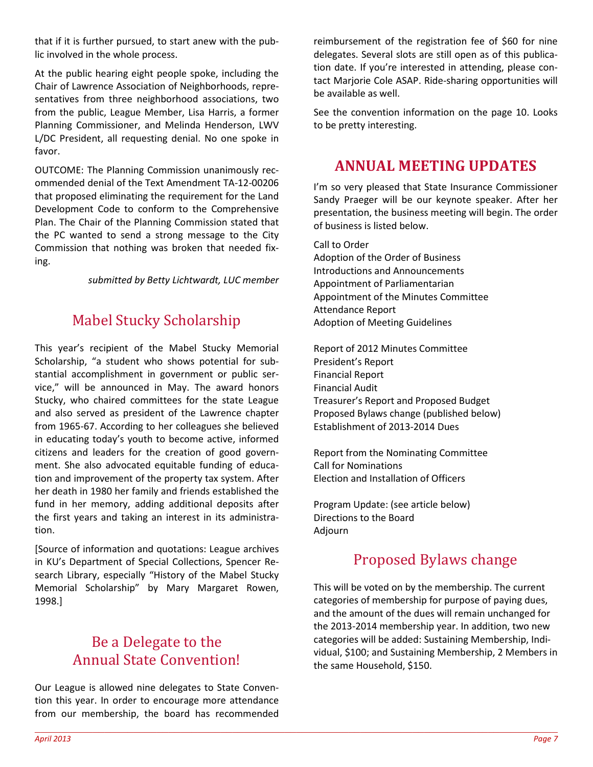that if it is further pursued, to start anew with the public involved in the whole process.

At the public hearing eight people spoke, including the Chair of Lawrence Association of Neighborhoods, representatives from three neighborhood associations, two from the public, League Member, Lisa Harris, a former Planning Commissioner, and Melinda Henderson, LWV L/DC President, all requesting denial. No one spoke in favor.

OUTCOME: The Planning Commission unanimously recommended denial of the Text Amendment TA-12-00206 that proposed eliminating the requirement for the Land Development Code to conform to the Comprehensive Plan. The Chair of the Planning Commission stated that the PC wanted to send a strong message to the City Commission that nothing was broken that needed fixing.

*submitted by Betty Lichtwardt, LUC member*

## Mabel Stucky Scholarship

This year's recipient of the Mabel Stucky Memorial Scholarship, "a student who shows potential for substantial accomplishment in government or public service," will be announced in May. The award honors Stucky, who chaired committees for the state League and also served as president of the Lawrence chapter from 1965-67. According to her colleagues she believed in educating today's youth to become active, informed citizens and leaders for the creation of good government. She also advocated equitable funding of education and improvement of the property tax system. After her death in 1980 her family and friends established the fund in her memory, adding additional deposits after the first years and taking an interest in its administration.

[Source of information and quotations: League archives in KU's Department of Special Collections, Spencer Research Library, especially "History of the Mabel Stucky Memorial Scholarship" by Mary Margaret Rowen, 1998.]

## Be a Delegate to the Annual State Convention!

Our League is allowed nine delegates to State Convention this year. In order to encourage more attendance from our membership, the board has recommended reimbursement of the registration fee of $60 for nine delegates. Several slots are still open as of this publication date. If you're interested in attending, please contact Marjorie Cole ASAP. Ride-sharing opportunities will be available as well.

See the convention information on the page 10. Looks to be pretty interesting.

## ANNUAL MEETING UPDATES

I'm so very pleased that State Insurance Commissioner Sandy Praeger will be our keynote speaker. After her presentation, the business meeting will begin. The order of business is listed below.

Call to Order
Adoption of the Order of Business
Introductions and Announcements
Appointment of Parliamentarian
Appointment of the Minutes Committee
Attendance Report
Adoption of Meeting Guidelines

Report of 2012 Minutes Committee
President's Report
Financial Report
Financial Audit
Treasurer's Report and Proposed Budget
Proposed Bylaws change (published below)
Establishment of 2013-2014 Dues

Report from the Nominating Committee
Call for Nominations
Election and Installation of Officers

Program Update: (see article below)
Directions to the Board
Adjourn

## Proposed Bylaws change

This will be voted on by the membership. The current categories of membership for purpose of paying dues, and the amount of the dues will remain unchanged for the 2013-2014 membership year. In addition, two new categories will be added: Sustaining Membership, Individual, $100; and Sustaining Membership, 2 Members in the same Household, $150.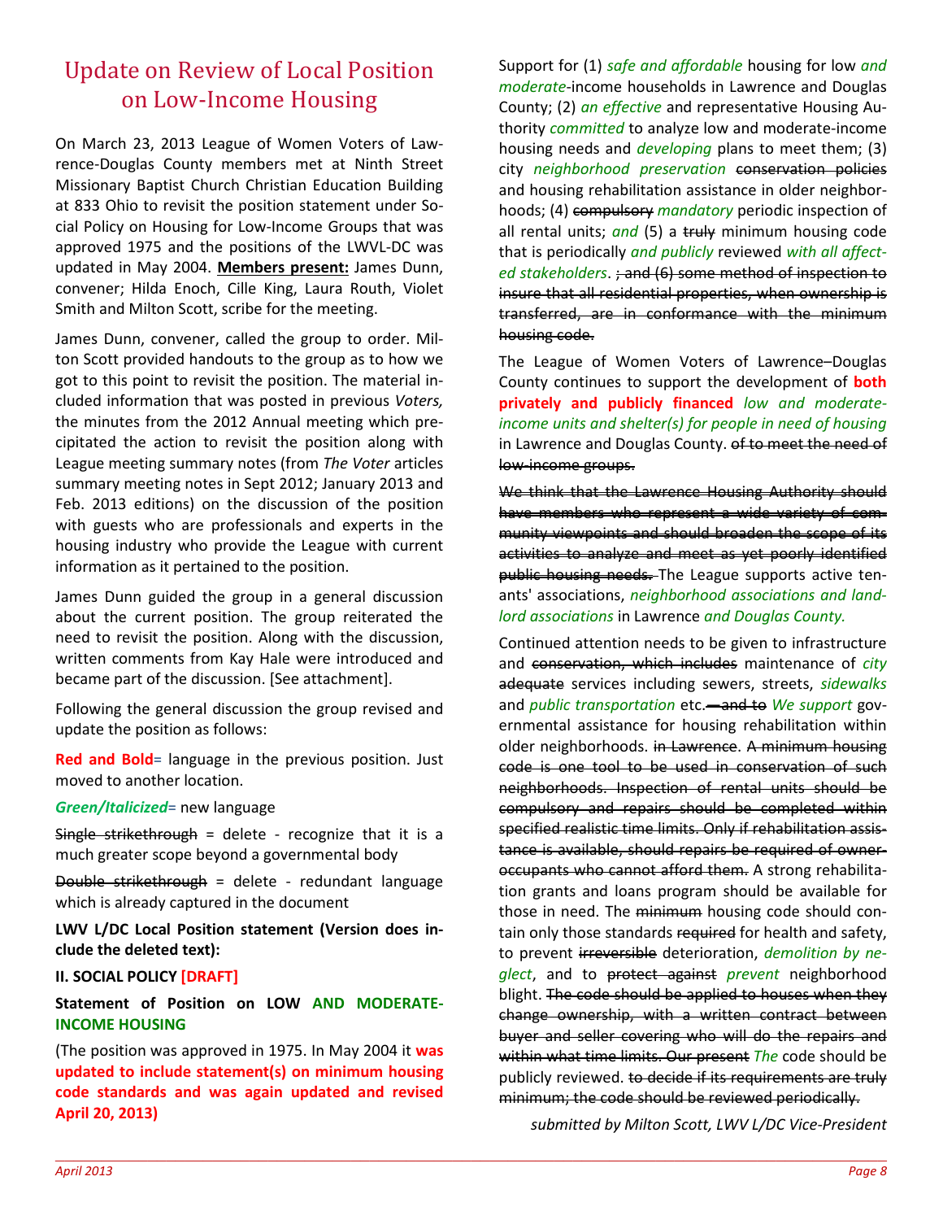# Update on Review of Local Position on Low-Income Housing

On March 23, 2013 League of Women Voters of Lawrence-Douglas County members met at Ninth Street Missionary Baptist Church Christian Education Building at 833 Ohio to revisit the position statement under Social Policy on Housing for Low-Income Groups that was approved 1975 and the positions of the LWVL-DC was updated in May 2004. **Members present:** James Dunn, convener; Hilda Enoch, Cille King, Laura Routh, Violet Smith and Milton Scott, scribe for the meeting.

James Dunn, convener, called the group to order. Milton Scott provided handouts to the group as to how we got to this point to revisit the position. The material included information that was posted in previous *Voters,* the minutes from the 2012 Annual meeting which precipitated the action to revisit the position along with League meeting summary notes (from *The Voter* articles summary meeting notes in Sept 2012; January 2013 and Feb. 2013 editions) on the discussion of the position with guests who are professionals and experts in the housing industry who provide the League with current information as it pertained to the position.

James Dunn guided the group in a general discussion about the current position. The group reiterated the need to revisit the position. Along with the discussion, written comments from Kay Hale were introduced and became part of the discussion. [See attachment].

Following the general discussion the group revised and update the position as follows:

**Red and Bold**= language in the previous position. Just moved to another location.

***Green/Italicized***= new language

~~Single strikethrough~~ = delete - recognize that it is a much greater scope beyond a governmental body

~~Double strikethrough~~ = delete - redundant language which is already captured in the document

**LWV L/DC Local Position statement (Version does include the deleted text):**

**II. SOCIAL POLICY [DRAFT]**

**Statement of Position on LOW AND MODERATE-INCOME HOUSING**

(The position was approved in 1975. In May 2004 it **was updated to include statement(s) on minimum housing code standards and was again updated and revised April 20, 2013)**

Support for (1) *safe and affordable* housing for low *and moderate*-income households in Lawrence and Douglas County; (2) *an effective* and representative Housing Authority *committed* to analyze low and moderate-income housing needs and *developing* plans to meet them; (3) city *neighborhood preservation* ~~conservation policies~~ and housing rehabilitation assistance in older neighborhoods; (4) ~~compulsory~~ *mandatory* periodic inspection of all rental units; *and* (5) a ~~truly~~ minimum housing code that is periodically *and publicly* reviewed *with all affected stakeholders*. ~~; and (6) some method of inspection to insure that all residential properties, when ownership is transferred, are in conformance with the minimum housing code.~~

The League of Women Voters of Lawrence–Douglas County continues to support the development of **both privately and publicly financed** *low and moderate-income units and shelter(s) for people in need of housing* in Lawrence and Douglas County. ~~of to meet the need of low-income groups.~~

~~We think that the Lawrence Housing Authority should have members who represent a wide variety of community viewpoints and should broaden the scope of its activities to analyze and meet as yet poorly identified public housing needs.~~ The League supports active tenants' associations, *neighborhood associations and landlord associations* in Lawrence *and Douglas County.*

Continued attention needs to be given to infrastructure and ~~conservation, which includes~~ maintenance of *city* ~~adequate~~ services including sewers, streets, *sidewalks* and *public transportation* etc. ~~—and to~~ *We support* governmental assistance for housing rehabilitation within older neighborhoods. ~~in Lawrence~~. ~~A minimum housing code is one tool to be used in conservation of such neighborhoods. Inspection of rental units should be compulsory and repairs should be completed within specified realistic time limits. Only if rehabilitation assistance is available, should repairs be required of owner-occupants who cannot afford them.~~ A strong rehabilitation grants and loans program should be available for those in need. The ~~minimum~~ housing code should contain only those standards ~~required~~ for health and safety, to prevent ~~irreversible~~ deterioration, *demolition by neglect*, and to ~~protect against~~ *prevent* neighborhood blight. ~~The code should be applied to houses when they change ownership, with a written contract between buyer and seller covering who will do the repairs and within what time limits. Our present~~ *The* code should be publicly reviewed. ~~to decide if its requirements are truly minimum; the code should be reviewed periodically.~~

*submitted by Milton Scott, LWV L/DC Vice-President*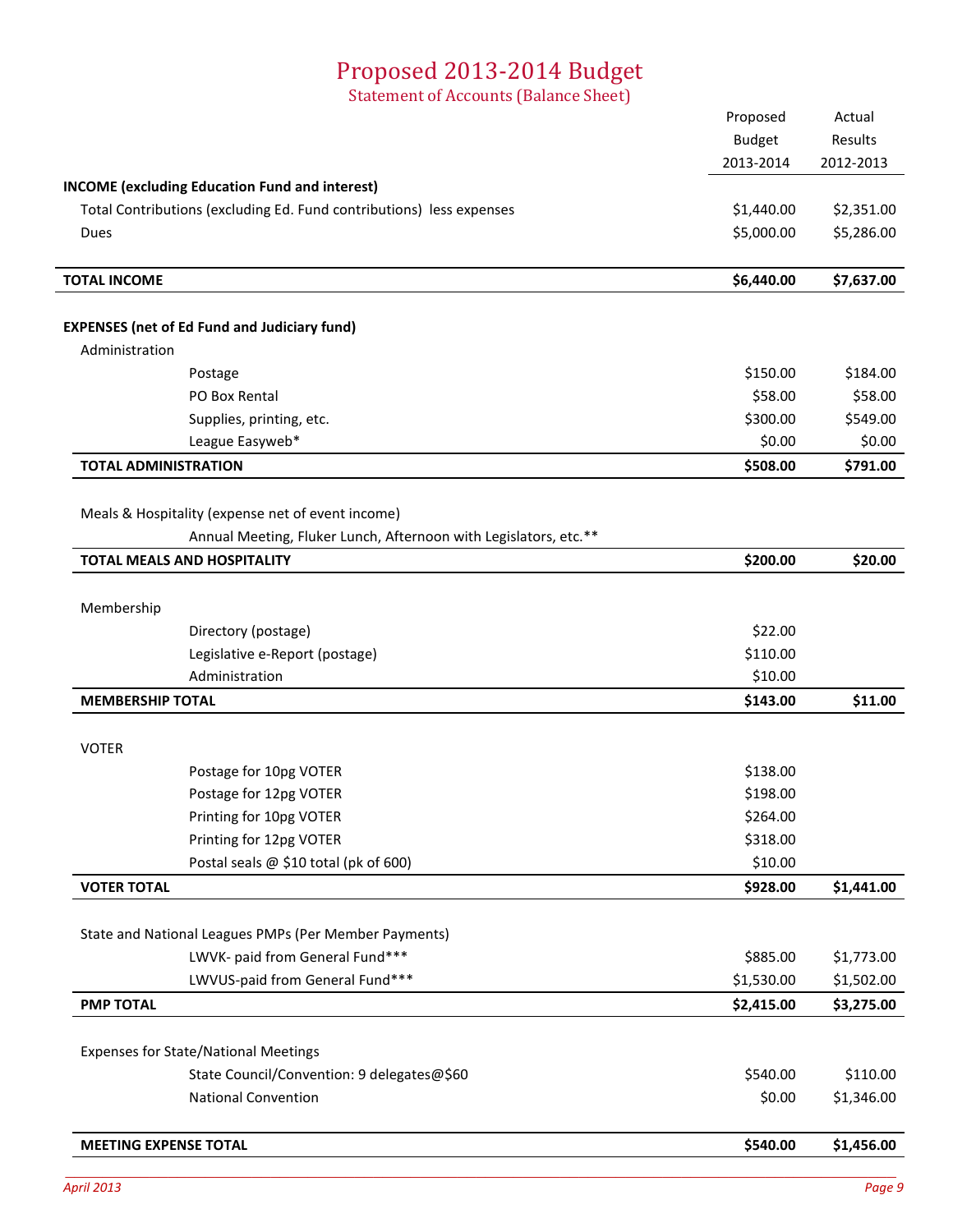# Proposed 2013-2014 Budget

## Statement of Accounts (Balance Sheet)

| | Proposed Budget 2013-2014 | Actual Results 2012-2013 |
|---|---|---|
| **INCOME (excluding Education Fund and interest)** | | |
| Total Contributions (excluding Ed. Fund contributions) less expenses | $1,440.00 | $2,351.00 |
| Dues | $5,000.00 | $5,286.00 |
| **TOTAL INCOME** | **$6,440.00** | **$7,637.00** |
| **EXPENSES (net of Ed Fund and Judiciary fund)** | | |
| Administration | | |
| Postage | $150.00 | $184.00 |
| PO Box Rental | $58.00 | $58.00 |
| Supplies, printing, etc. | $300.00 | $549.00 |
| League Easyweb* | $0.00 | $0.00 |
| **TOTAL ADMINISTRATION** | **$508.00** | **$791.00** |
| Meals & Hospitality (expense net of event income) | | |
| Annual Meeting, Fluker Lunch, Afternoon with Legislators, etc.** | | |
| **TOTAL MEALS AND HOSPITALITY** | **$200.00** | **$20.00** |
| Membership | | |
| Directory (postage) | $22.00 | |
| Legislative e-Report (postage) | $110.00 | |
| Administration | $10.00 | |
| **MEMBERSHIP TOTAL** | **$143.00** | **$11.00** |
| VOTER | | |
| Postage for 10pg VOTER | $138.00 | |
| Postage for 12pg VOTER | $198.00 | |
| Printing for 10pg VOTER | $264.00 | |
| Printing for 12pg VOTER | $318.00 | |
| Postal seals @ $10 total (pk of 600) | $10.00 | |
| **VOTER TOTAL** | **$928.00** | **$1,441.00** |
| State and National Leagues PMPs (Per Member Payments) | | |
| LWVK- paid from General Fund*** | $885.00 | $1,773.00 |
| LWVUS-paid from General Fund*** | $1,530.00 | $1,502.00 |
| **PMP TOTAL** | **$2,415.00** | **$3,275.00** |
| Expenses for State/National Meetings | | |
| State Council/Convention: 9 delegates@$60 | $540.00 | $110.00 |
| National Convention | $0.00 | $1,346.00 |
| **MEETING EXPENSE TOTAL** | **$540.00** | **$1,456.00** |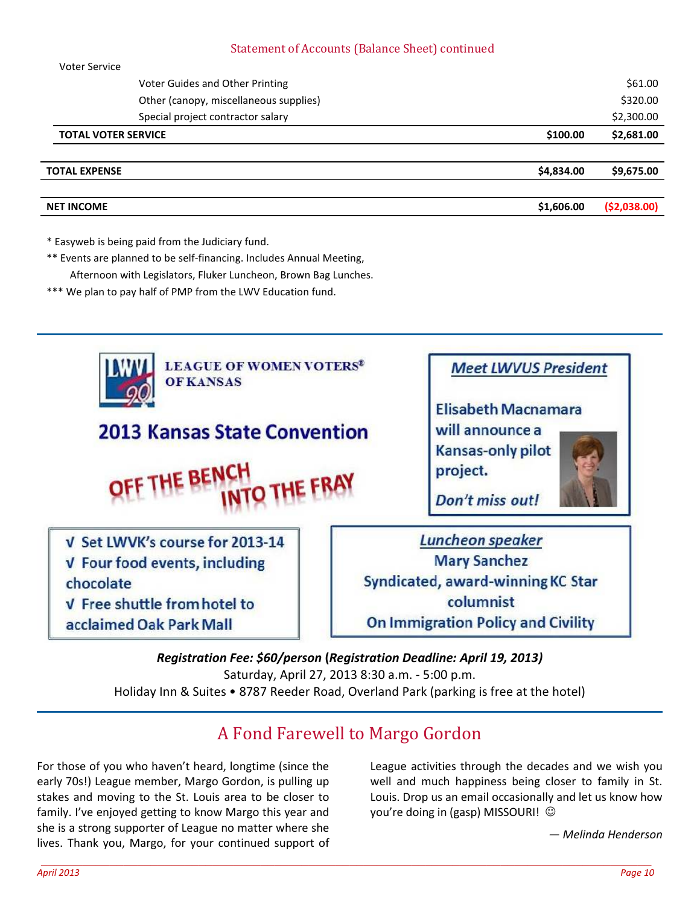## Statement of Accounts (Balance Sheet) continued

| | | |
|---|---|---|
| Voter Service | | |
| Voter Guides and Other Printing | | $61.00 |
| Other (canopy, miscellaneous supplies) | | $320.00 |
| Special project contractor salary | | $2,300.00 |
| **TOTAL VOTER SERVICE** | **$100.00** | **$2,681.00** |
| **TOTAL EXPENSE** | **$4,834.00** | **$9,675.00** |
| **NET INCOME** | **$1,606.00** | **($2,038.00)** |

* Easyweb is being paid from the Judiciary fund.

** Events are planned to be self-financing. Includes Annual Meeting, Afternoon with Legislators, Fluker Luncheon, Brown Bag Lunches.

*** We plan to pay half of PMP from the LWV Education fund.

---

**LEAGUE OF WOMEN VOTERS® OF KANSAS**

## 2013 Kansas State Convention

**OFF THE BENCH INTO THE FRAY**

***Meet LWVUS President***

Elisabeth Macnamara will announce a Kansas-only pilot project.

***Don't miss out!***

- √ Set LWVK's course for 2013-14
- √ Four food events, including chocolate
- √ Free shuttle from hotel to acclaimed Oak Park Mall

***Luncheon speaker***

Mary Sanchez

Syndicated, award-winning KC Star columnist

On Immigration Policy and Civility

***Registration Fee: $60/person*** **(*Registration Deadline: April 19, 2013)***

Saturday, April 27, 2013 8:30 a.m. - 5:00 p.m.

Holiday Inn & Suites • 8787 Reeder Road, Overland Park (parking is free at the hotel)

---

## A Fond Farewell to Margo Gordon

For those of you who haven't heard, longtime (since the early 70s!) League member, Margo Gordon, is pulling up stakes and moving to the St. Louis area to be closer to family. I've enjoyed getting to know Margo this year and she is a strong supporter of League no matter where she lives. Thank you, Margo, for your continued support of League activities through the decades and we wish you well and much happiness being closer to family in St. Louis. Drop us an email occasionally and let us know how you're doing in (gasp) MISSOURI! ☺

*— Melinda Henderson*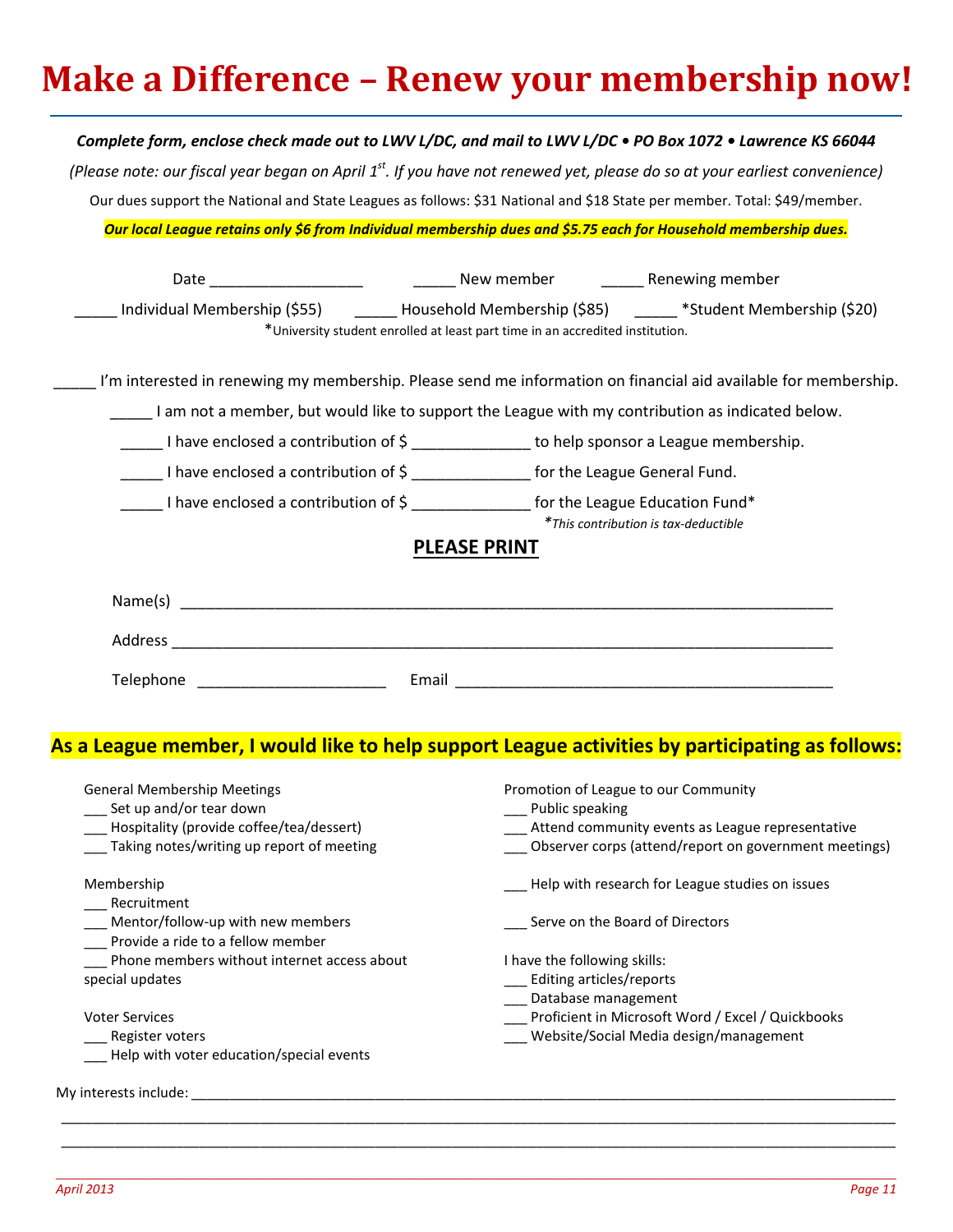# Make a Difference – Renew your membership now!

***Complete form, enclose check made out to LWV L/DC, and mail to LWV L/DC • PO Box 1072 • Lawrence KS 66044***

*(Please note: our fiscal year began on April 1st. If you have not renewed yet, please do so at your earliest convenience)*

Our dues support the National and State Leagues as follows: $31 National and $18 State per member. Total: $49/member.

***Our local League retains only $6 from Individual membership dues and $5.75 each for Household membership dues.***

Date __________________ _____ New member _____ Renewing member

_____ Individual Membership ($55) _____ Household Membership ($85) _____ *Student Membership ($20)

*University student enrolled at least part time in an accredited institution.

_____ I'm interested in renewing my membership. Please send me information on financial aid available for membership.

_____ I am not a member, but would like to support the League with my contribution as indicated below.

_____ I have enclosed a contribution of $ ______________ to help sponsor a League membership.

_____ I have enclosed a contribution of $ ______________ for the League General Fund.

_____ I have enclosed a contribution of $ ______________ for the League Education Fund*

**This contribution is tax-deductible*

**PLEASE PRINT**

Name(s) ______________________________________________________________________________

Address ______________________________________________________________________________

Telephone ______________________ Email ____________________________________________

## As a League member, I would like to help support League activities by participating as follows:

General Membership Meetings
___ Set up and/or tear down
___ Hospitality (provide coffee/tea/dessert)
___ Taking notes/writing up report of meeting

Membership
___ Recruitment
___ Mentor/follow-up with new members
___ Provide a ride to a fellow member
___ Phone members without internet access about special updates

Voter Services
___ Register voters
___ Help with voter education/special events

Promotion of League to our Community
___ Public speaking
___ Attend community events as League representative
___ Observer corps (attend/report on government meetings)

___ Help with research for League studies on issues

___ Serve on the Board of Directors

I have the following skills:
___ Editing articles/reports
___ Database management
___ Proficient in Microsoft Word / Excel / Quickbooks
___ Website/Social Media design/management

My interests include: ____________________________________________________________________________________

_____________________________________________________________________________________________________

_____________________________________________________________________________________________________